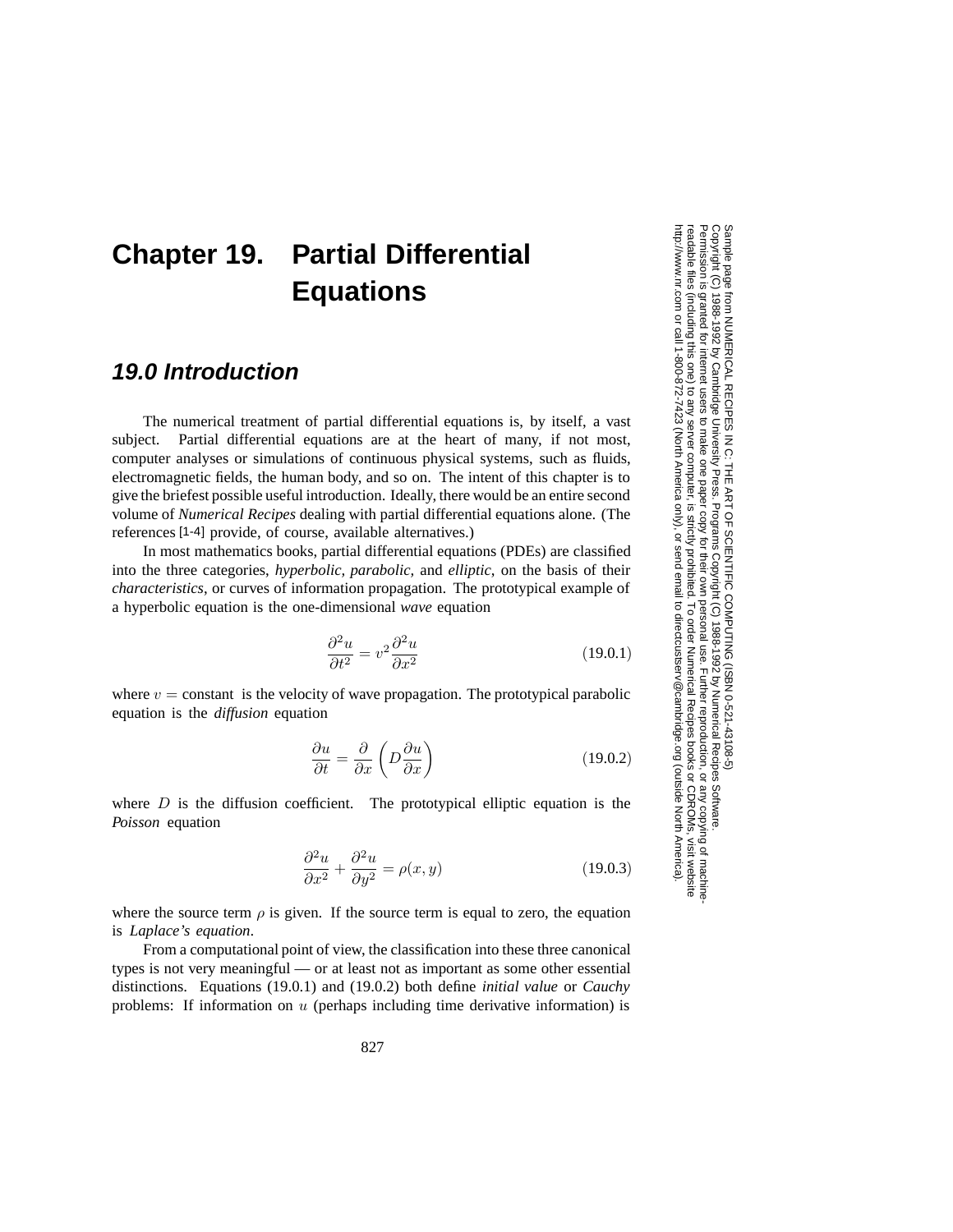# Chapter 19. Partial Differential Equations

## 19.0 Introduction

The numerical treatment of partial differential equations is, by itself, a vast subject. Partial differential equations are at the heart of many, if not most, computer analyses or simulations of continuous physical systems, such as fluids, electromagnetic fields, the human body, and so on. The intent of this chapter is to give the briefest possible useful introduction. Ideally, there would be an entire second volume of *Numerical Recipes* dealing with partial differential equations alone. (The references [1-4] provide, of course, available alternatives.)

In most mathematics books, partial differential equations (PDEs) are classified into the three categories, *hyperbolic*, *parabolic*, and *elliptic*, on the basis of their *characteristics*, or curves of information propagation. The prototypical example of a hyperbolic equation is the one-dimensional *wave* equation

$$\frac{\partial^2 u}{\partial t^2} = v^2 \frac{\partial^2 u}{\partial x^2} \tag{19.0.1}$$

where $v = \text{constant}$ is the velocity of wave propagation. The prototypical parabolic equation is the *diffusion* equation

$$\frac{\partial u}{\partial t} = \frac{\partial}{\partial x}\left(D\frac{\partial u}{\partial x}\right) \tag{19.0.2}$$

where $D$ is the diffusion coefficient. The prototypical elliptic equation is the *Poisson* equation

$$\frac{\partial^2 u}{\partial x^2} + \frac{\partial^2 u}{\partial y^2} = \rho(x, y) \tag{19.0.3}$$

where the source term $\rho$ is given. If the source term is equal to zero, the equation is *Laplace's equation*.

From a computational point of view, the classification into these three canonical types is not very meaningful — or at least not as important as some other essential distinctions. Equations (19.0.1) and (19.0.2) both define *initial value* or *Cauchy* problems: If information on $u$ (perhaps including time derivative information) is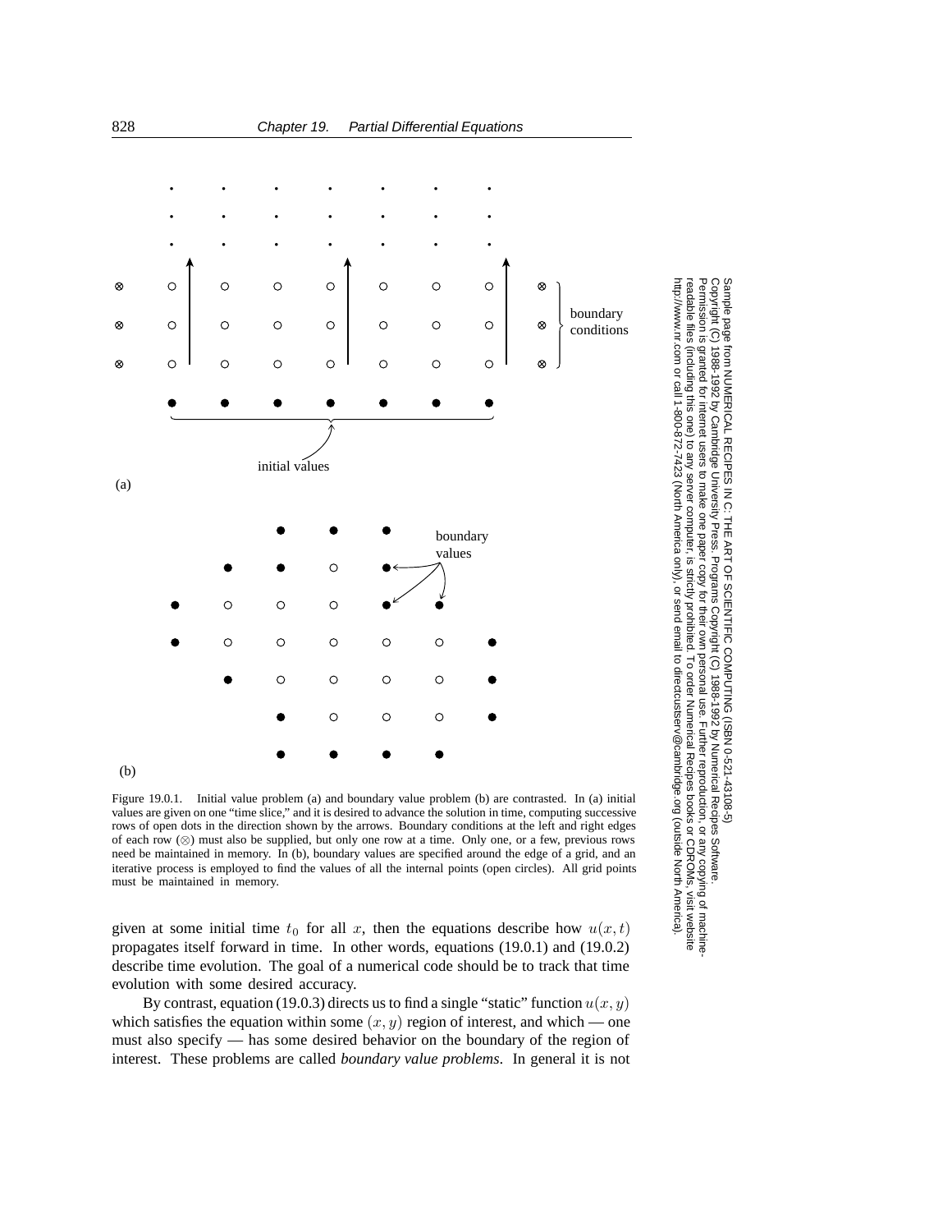Figure 19.0.1. Initial value problem (a) and boundary value problem (b) are contrasted. In (a) initial values are given on one "time slice," and it is desired to advance the solution in time, computing successive rows of open dots in the direction shown by the arrows. Boundary conditions at the left and right edges of each row (⊗) must also be supplied, but only one row at a time. Only one, or a few, previous rows need be maintained in memory. In (b), boundary values are specified around the edge of a grid, and an iterative process is employed to find the values of all the internal points (open circles). All grid points must be maintained in memory.

given at some initial time $t_0$ for all $x$, then the equations describe how $u(x,t)$ propagates itself forward in time. In other words, equations (19.0.1) and (19.0.2) describe time evolution. The goal of a numerical code should be to track that time evolution with some desired accuracy.

By contrast, equation (19.0.3) directs us to find a single "static" function $u(x,y)$ which satisfies the equation within some $(x,y)$ region of interest, and which — one must also specify — has some desired behavior on the boundary of the region of interest. These problems are called *boundary value problems*. In general it is not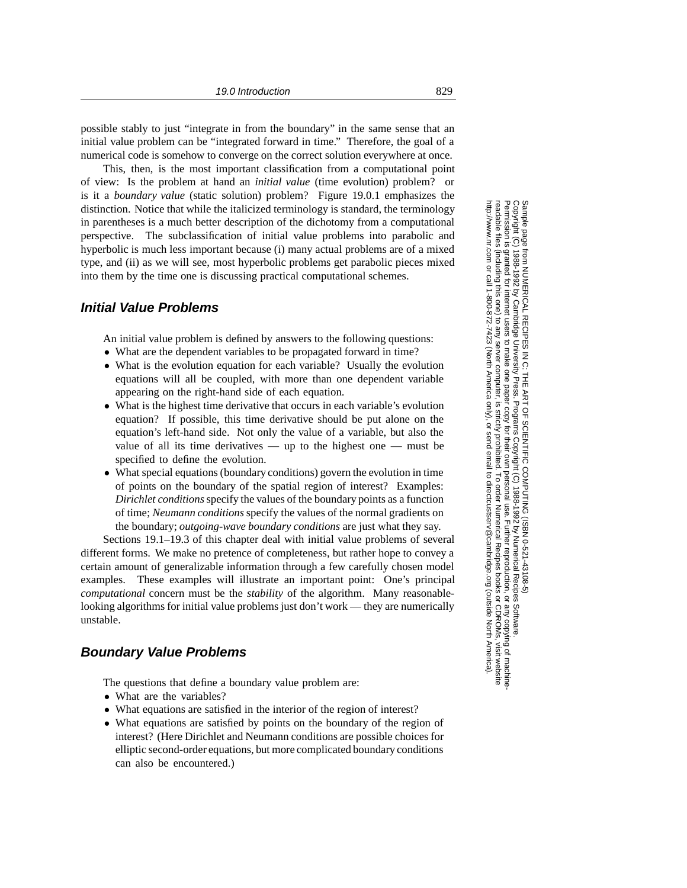possible stably to just "integrate in from the boundary" in the same sense that an initial value problem can be "integrated forward in time." Therefore, the goal of a numerical code is somehow to converge on the correct solution everywhere at once.

This, then, is the most important classification from a computational point of view: Is the problem at hand an *initial value* (time evolution) problem? or is it a *boundary value* (static solution) problem? Figure 19.0.1 emphasizes the distinction. Notice that while the italicized terminology is standard, the terminology in parentheses is a much better description of the dichotomy from a computational perspective. The subclassification of initial value problems into parabolic and hyperbolic is much less important because (i) many actual problems are of a mixed type, and (ii) as we will see, most hyperbolic problems get parabolic pieces mixed into them by the time one is discussing practical computational schemes.

## Initial Value Problems

An initial value problem is defined by answers to the following questions:

- What are the dependent variables to be propagated forward in time?
- What is the evolution equation for each variable? Usually the evolution equations will all be coupled, with more than one dependent variable appearing on the right-hand side of each equation.
- What is the highest time derivative that occurs in each variable's evolution equation? If possible, this time derivative should be put alone on the equation's left-hand side. Not only the value of a variable, but also the value of all its time derivatives — up to the highest one — must be specified to define the evolution.
- What special equations (boundary conditions) govern the evolution in time of points on the boundary of the spatial region of interest? Examples: *Dirichlet conditions* specify the values of the boundary points as a function of time; *Neumann conditions* specify the values of the normal gradients on the boundary; *outgoing-wave boundary conditions* are just what they say.

Sections 19.1–19.3 of this chapter deal with initial value problems of several different forms. We make no pretence of completeness, but rather hope to convey a certain amount of generalizable information through a few carefully chosen model examples. These examples will illustrate an important point: One's principal *computational* concern must be the *stability* of the algorithm. Many reasonable-looking algorithms for initial value problems just don't work — they are numerically unstable.

## Boundary Value Problems

The questions that define a boundary value problem are:

- What are the variables?
- What equations are satisfied in the interior of the region of interest?
- What equations are satisfied by points on the boundary of the region of interest? (Here Dirichlet and Neumann conditions are possible choices for elliptic second-order equations, but more complicated boundary conditions can also be encountered.)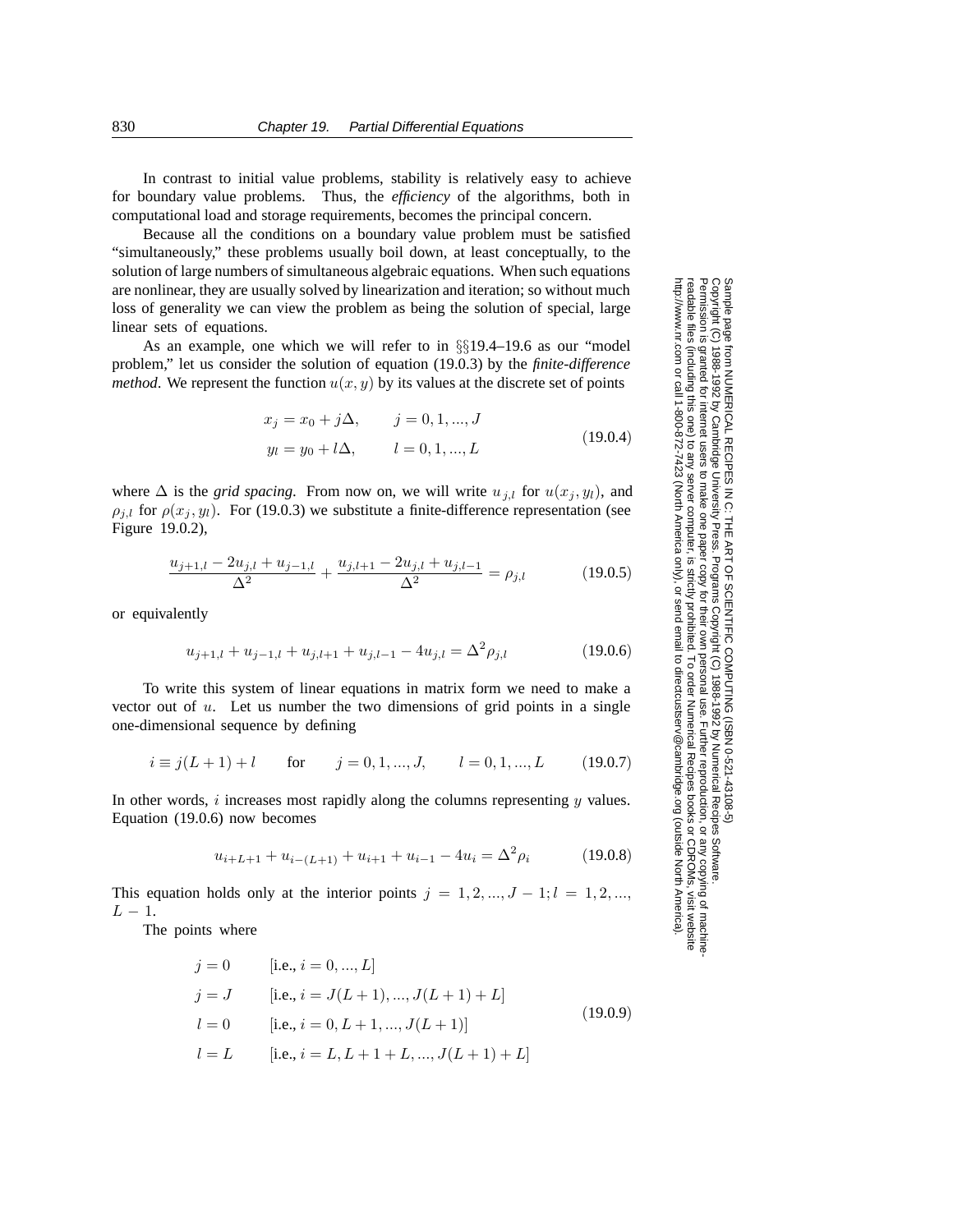In contrast to initial value problems, stability is relatively easy to achieve for boundary value problems. Thus, the *efficiency* of the algorithms, both in computational load and storage requirements, becomes the principal concern.

Because all the conditions on a boundary value problem must be satisfied "simultaneously," these problems usually boil down, at least conceptually, to the solution of large numbers of simultaneous algebraic equations. When such equations are nonlinear, they are usually solved by linearization and iteration; so without much loss of generality we can view the problem as being the solution of special, large linear sets of equations.

As an example, one which we will refer to in §§19.4–19.6 as our "model problem," let us consider the solution of equation (19.0.3) by the *finite-difference method*. We represent the function $u(x, y)$ by its values at the discrete set of points

$$
\begin{aligned}
x_j &= x_0 + j\Delta, \qquad j = 0, 1, ..., J \\
y_l &= y_0 + l\Delta, \qquad l = 0, 1, ..., L
\end{aligned}
\tag{19.0.4}
$$

where $\Delta$ is the *grid spacing*. From now on, we will write $u_{j,l}$ for $u(x_j, y_l)$, and $\rho_{j,l}$ for $\rho(x_j, y_l)$. For (19.0.3) we substitute a finite-difference representation (see Figure 19.0.2),

$$
\frac{u_{j+1,l} - 2u_{j,l} + u_{j-1,l}}{\Delta^2} + \frac{u_{j,l+1} - 2u_{j,l} + u_{j,l-1}}{\Delta^2} = \rho_{j,l} \tag{19.0.5}
$$

or equivalently

$$
u_{j+1,l} + u_{j-1,l} + u_{j,l+1} + u_{j,l-1} - 4u_{j,l} = \Delta^2 \rho_{j,l} \tag{19.0.6}
$$

To write this system of linear equations in matrix form we need to make a vector out of $u$. Let us number the two dimensions of grid points in a single one-dimensional sequence by defining

$$
i \equiv j(L+1) + l \qquad \text{for} \qquad j = 0, 1, ..., J, \qquad l = 0, 1, ..., L \tag{19.0.7}
$$

In other words, $i$ increases most rapidly along the columns representing $y$ values. Equation (19.0.6) now becomes

$$
u_{i+L+1} + u_{i-(L+1)} + u_{i+1} + u_{i-1} - 4u_i = \Delta^2 \rho_i \tag{19.0.8}
$$

This equation holds only at the interior points $j = 1, 2, ..., J-1; l = 1, 2, ..., L-1$.

The points where

$$
\begin{aligned}
j &= 0 \qquad [\text{i.e., } i = 0, ..., L] \\
j &= J \qquad [\text{i.e., } i = J(L+1), ..., J(L+1) + L] \\
l &= 0 \qquad [\text{i.e., } i = 0, L+1, ..., J(L+1)] \\
l &= L \qquad [\text{i.e., } i = L, L+1+L, ..., J(L+1) + L]
\end{aligned}
\tag{19.0.9}
$$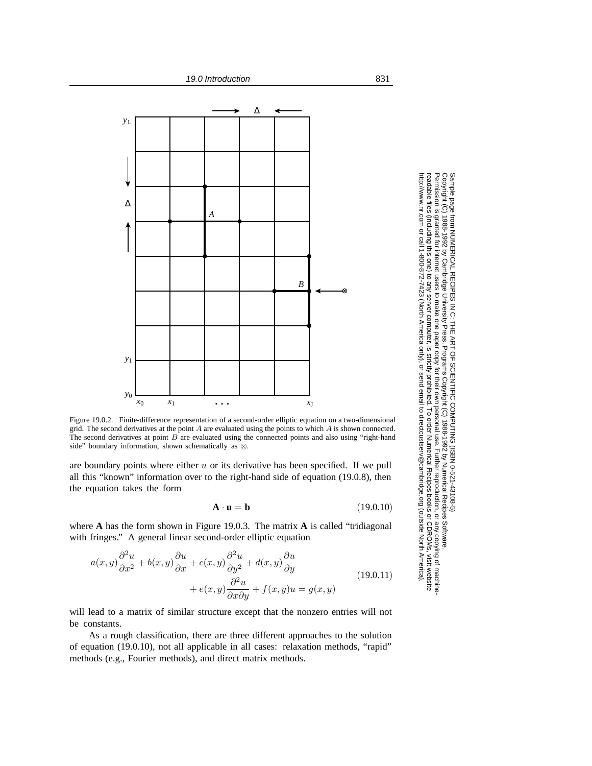Figure 19.0.2. Finite-difference representation of a second-order elliptic equation on a two-dimensional grid. The second derivatives at the point $A$ are evaluated using the points to which $A$ is shown connected. The second derivatives at point $B$ are evaluated using the connected points and also using "right-hand side" boundary information, shown schematically as $\otimes$.

are boundary points where either $u$ or its derivative has been specified. If we pull all this "known" information over to the right-hand side of equation (19.0.8), then the equation takes the form

$$\mathbf{A} \cdot \mathbf{u} = \mathbf{b} \tag{19.0.10}$$

where **A** has the form shown in Figure 19.0.3. The matrix **A** is called "tridiagonal with fringes." A general linear second-order elliptic equation

$$\begin{aligned} a(x, y)\frac{\partial^2 u}{\partial x^2} + b(x, y)\frac{\partial u}{\partial x} + c(x, y)\frac{\partial^2 u}{\partial y^2} + d(x, y)\frac{\partial u}{\partial y} \\ + e(x, y)\frac{\partial^2 u}{\partial x \partial y} + f(x, y)u = g(x, y) \end{aligned} \tag{19.0.11}$$

will lead to a matrix of similar structure except that the nonzero entries will not be constants.

As a rough classification, there are three different approaches to the solution of equation (19.0.10), not all applicable in all cases: relaxation methods, "rapid" methods (e.g., Fourier methods), and direct matrix methods.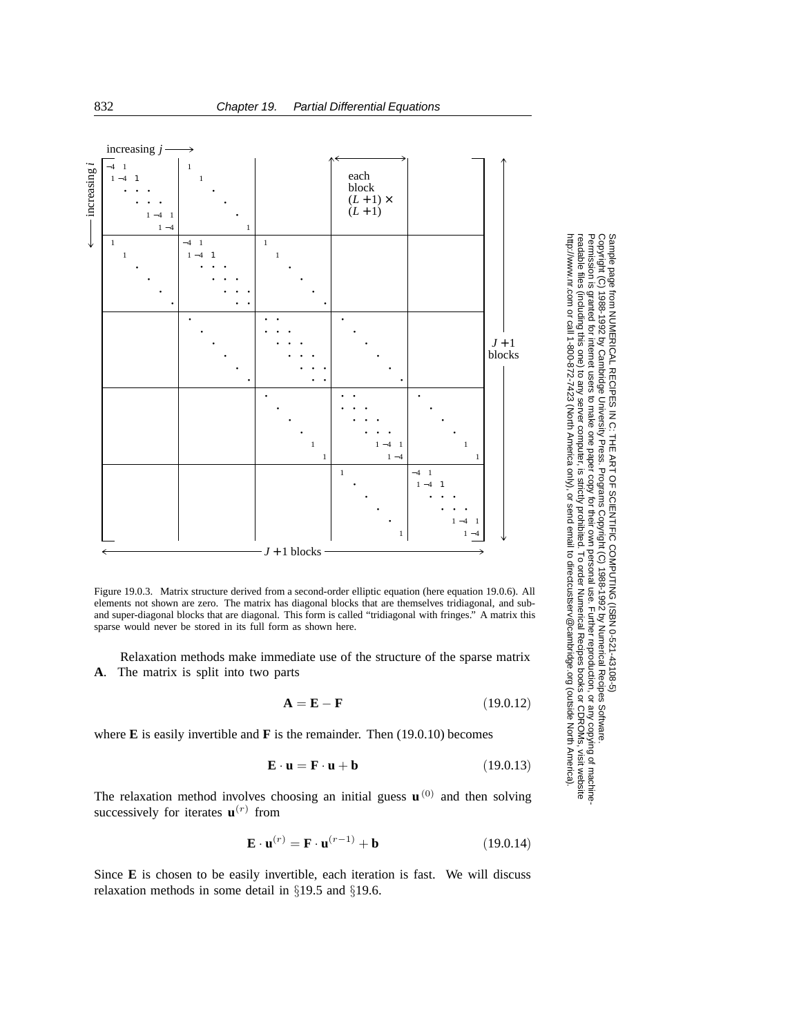Figure 19.0.3. Matrix structure derived from a second-order elliptic equation (here equation 19.0.6). All elements not shown are zero. The matrix has diagonal blocks that are themselves tridiagonal, and sub- and super-diagonal blocks that are diagonal. This form is called "tridiagonal with fringes." A matrix this sparse would never be stored in its full form as shown here.

Relaxation methods make immediate use of the structure of the sparse matrix **A**. The matrix is split into two parts

$$\mathbf{A} = \mathbf{E} - \mathbf{F} \tag{19.0.12}$$

where **E** is easily invertible and **F** is the remainder. Then (19.0.10) becomes

$$\mathbf{E} \cdot \mathbf{u} = \mathbf{F} \cdot \mathbf{u} + \mathbf{b} \tag{19.0.13}$$

The relaxation method involves choosing an initial guess $\mathbf{u}^{(0)}$ and then solving successively for iterates $\mathbf{u}^{(r)}$ from

$$\mathbf{E} \cdot \mathbf{u}^{(r)} = \mathbf{F} \cdot \mathbf{u}^{(r-1)} + \mathbf{b} \tag{19.0.14}$$

Since **E** is chosen to be easily invertible, each iteration is fast. We will discuss relaxation methods in some detail in §19.5 and §19.6.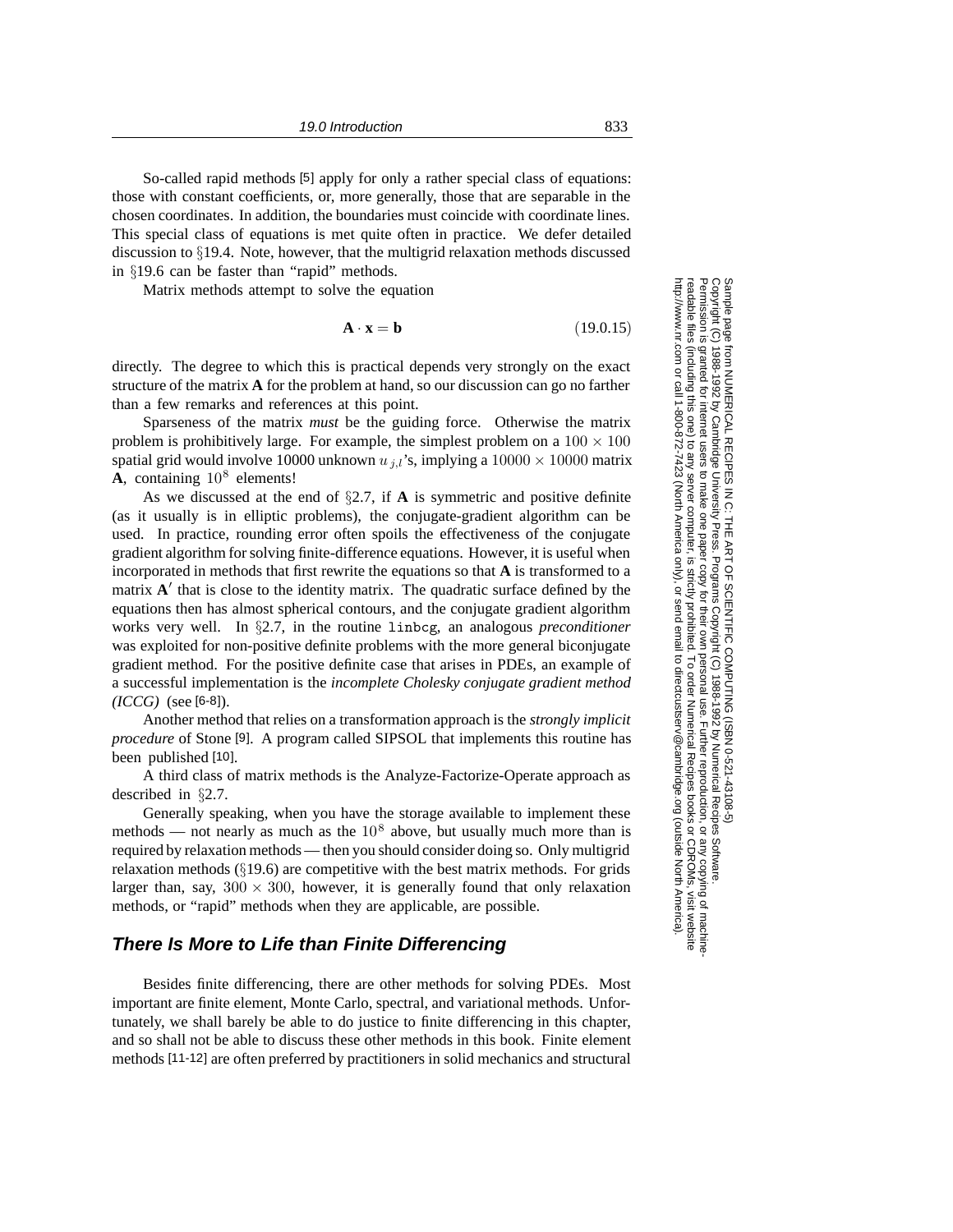So-called rapid methods [5] apply for only a rather special class of equations: those with constant coefficients, or, more generally, those that are separable in the chosen coordinates. In addition, the boundaries must coincide with coordinate lines. This special class of equations is met quite often in practice. We defer detailed discussion to §19.4. Note, however, that the multigrid relaxation methods discussed in §19.6 can be faster than "rapid" methods.

Matrix methods attempt to solve the equation

$$\mathbf{A} \cdot \mathbf{x} = \mathbf{b} \tag{19.0.15}$$

directly. The degree to which this is practical depends very strongly on the exact structure of the matrix **A** for the problem at hand, so our discussion can go no farther than a few remarks and references at this point.

Sparseness of the matrix *must* be the guiding force. Otherwise the matrix problem is prohibitively large. For example, the simplest problem on a $100 \times 100$ spatial grid would involve 10000 unknown $u_{j,l}$'s, implying a $10000 \times 10000$ matrix **A**, containing $10^8$ elements!

As we discussed at the end of §2.7, if **A** is symmetric and positive definite (as it usually is in elliptic problems), the conjugate-gradient algorithm can be used. In practice, rounding error often spoils the effectiveness of the conjugate gradient algorithm for solving finite-difference equations. However, it is useful when incorporated in methods that first rewrite the equations so that **A** is transformed to a matrix $\mathbf{A}'$ that is close to the identity matrix. The quadratic surface defined by the equations then has almost spherical contours, and the conjugate gradient algorithm works very well. In §2.7, in the routine `linbcg`, an analogous *preconditioner* was exploited for non-positive definite problems with the more general biconjugate gradient method. For the positive definite case that arises in PDEs, an example of a successful implementation is the *incomplete Cholesky conjugate gradient method (ICCG)* (see [6-8]).

Another method that relies on a transformation approach is the *strongly implicit procedure* of Stone [9]. A program called SIPSOL that implements this routine has been published [10].

A third class of matrix methods is the Analyze-Factorize-Operate approach as described in §2.7.

Generally speaking, when you have the storage available to implement these methods — not nearly as much as the $10^8$ above, but usually much more than is required by relaxation methods — then you should consider doing so. Only multigrid relaxation methods (§19.6) are competitive with the best matrix methods. For grids larger than, say, $300 \times 300$, however, it is generally found that only relaxation methods, or "rapid" methods when they are applicable, are possible.

## There Is More to Life than Finite Differencing

Besides finite differencing, there are other methods for solving PDEs. Most important are finite element, Monte Carlo, spectral, and variational methods. Unfortunately, we shall barely be able to do justice to finite differencing in this chapter, and so shall not be able to discuss these other methods in this book. Finite element methods [11-12] are often preferred by practitioners in solid mechanics and structural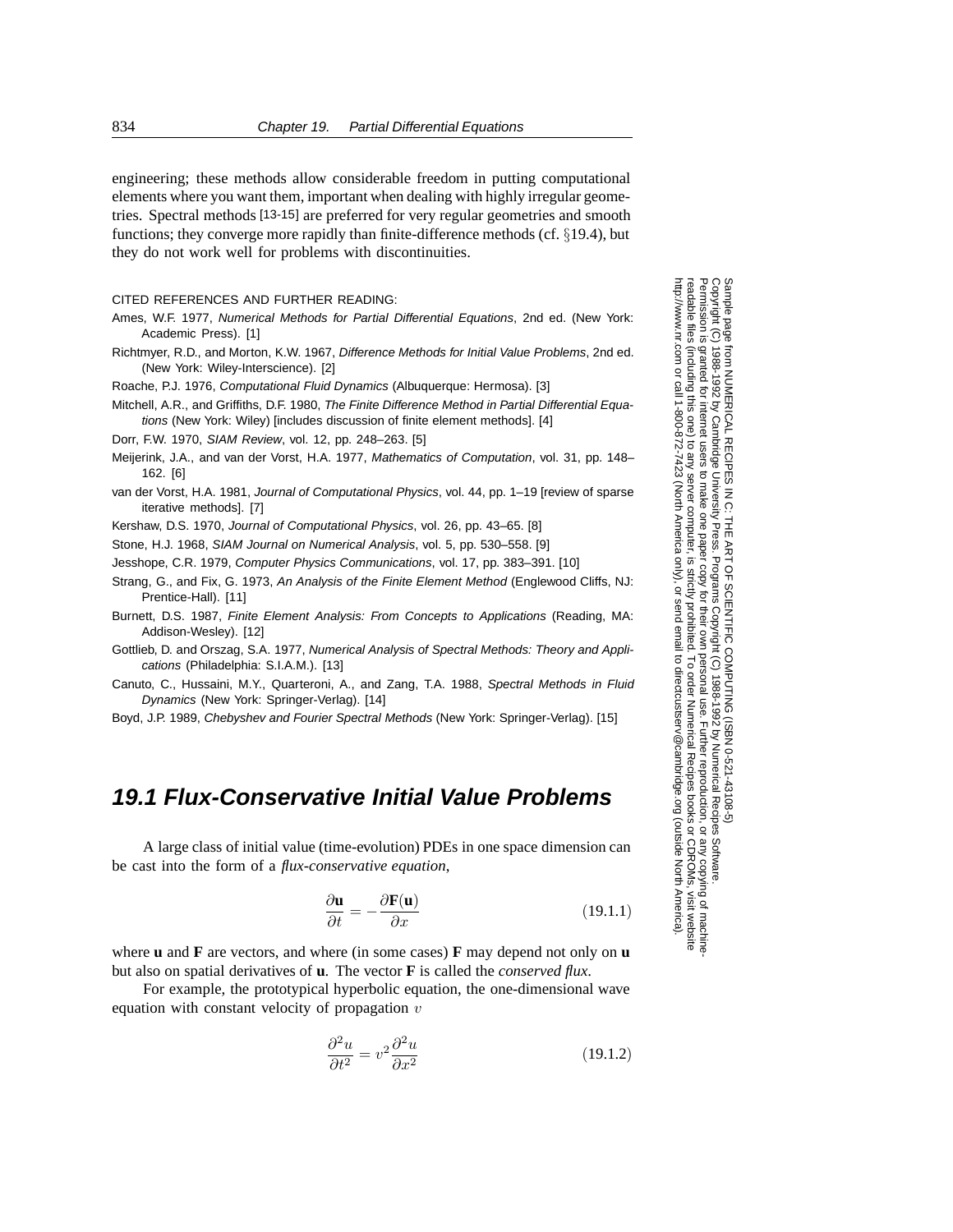engineering; these methods allow considerable freedom in putting computational elements where you want them, important when dealing with highly irregular geometries. Spectral methods [13-15] are preferred for very regular geometries and smooth functions; they converge more rapidly than finite-difference methods (cf. §19.4), but they do not work well for problems with discontinuities.

CITED REFERENCES AND FURTHER READING:

Ames, W.F. 1977, *Numerical Methods for Partial Differential Equations*, 2nd ed. (New York: Academic Press). [1]

Richtmyer, R.D., and Morton, K.W. 1967, *Difference Methods for Initial Value Problems*, 2nd ed. (New York: Wiley-Interscience). [2]

Roache, P.J. 1976, *Computational Fluid Dynamics* (Albuquerque: Hermosa). [3]

Mitchell, A.R., and Griffiths, D.F. 1980, *The Finite Difference Method in Partial Differential Equations* (New York: Wiley) [includes discussion of finite element methods]. [4]

Dorr, F.W. 1970, *SIAM Review*, vol. 12, pp. 248–263. [5]

Meijerink, J.A., and van der Vorst, H.A. 1977, *Mathematics of Computation*, vol. 31, pp. 148–162. [6]

van der Vorst, H.A. 1981, *Journal of Computational Physics*, vol. 44, pp. 1–19 [review of sparse iterative methods]. [7]

Kershaw, D.S. 1970, *Journal of Computational Physics*, vol. 26, pp. 43–65. [8]

Stone, H.J. 1968, *SIAM Journal on Numerical Analysis*, vol. 5, pp. 530–558. [9]

Jesshope, C.R. 1979, *Computer Physics Communications*, vol. 17, pp. 383–391. [10]

Strang, G., and Fix, G. 1973, *An Analysis of the Finite Element Method* (Englewood Cliffs, NJ: Prentice-Hall). [11]

Burnett, D.S. 1987, *Finite Element Analysis: From Concepts to Applications* (Reading, MA: Addison-Wesley). [12]

Gottlieb, D. and Orszag, S.A. 1977, *Numerical Analysis of Spectral Methods: Theory and Applications* (Philadelphia: S.I.A.M.). [13]

Canuto, C., Hussaini, M.Y., Quarteroni, A., and Zang, T.A. 1988, *Spectral Methods in Fluid Dynamics* (New York: Springer-Verlag). [14]

Boyd, J.P. 1989, *Chebyshev and Fourier Spectral Methods* (New York: Springer-Verlag). [15]

## 19.1 Flux-Conservative Initial Value Problems

A large class of initial value (time-evolution) PDEs in one space dimension can be cast into the form of a *flux-conservative equation*,

$$\frac{\partial \mathbf{u}}{\partial t} = -\frac{\partial \mathbf{F}(\mathbf{u})}{\partial x} \tag{19.1.1}$$

where $\mathbf{u}$ and $\mathbf{F}$ are vectors, and where (in some cases) $\mathbf{F}$ may depend not only on $\mathbf{u}$ but also on spatial derivatives of $\mathbf{u}$. The vector $\mathbf{F}$ is called the *conserved flux*.

For example, the prototypical hyperbolic equation, the one-dimensional wave equation with constant velocity of propagation $v$

$$\frac{\partial^2 u}{\partial t^2} = v^2 \frac{\partial^2 u}{\partial x^2} \tag{19.1.2}$$